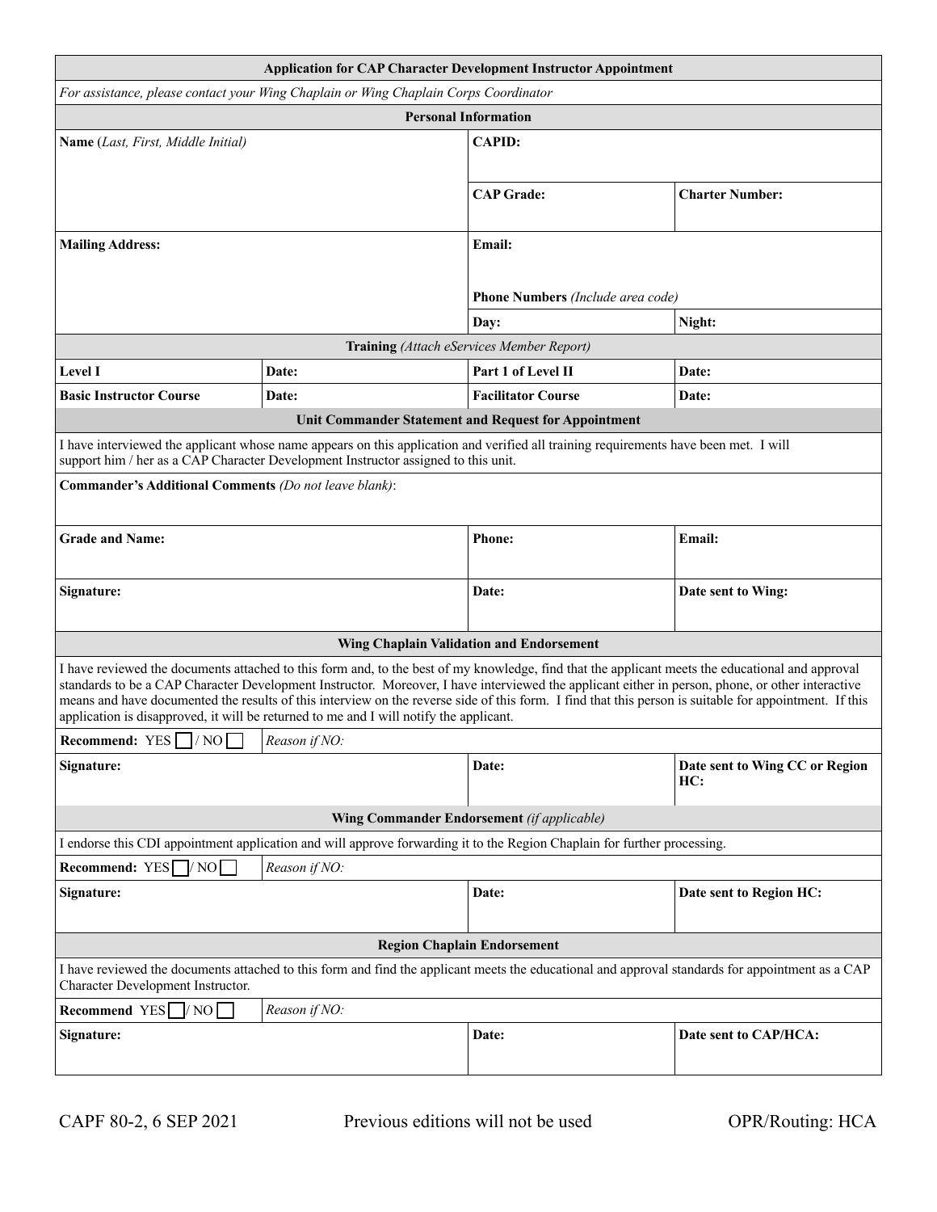# Application for CAP Character Development Instructor Appointment

*For assistance, please contact your Wing Chaplain or Wing Chaplain Corps Coordinator*

## Personal Information

| **Name** (*Last, First, Middle Initial*) | **CAPID:** | |
|---|---|---|
| | **CAP Grade:** | **Charter Number:** |
| **Mailing Address:** | **Email:** | |
| | **Phone Numbers** (*Include area code*) | |
| | **Day:** | **Night:** |

## Training (*Attach eServices Member Report*)

| **Level I** | **Date:** | **Part 1 of Level II** | **Date:** |
|---|---|---|---|
| **Basic Instructor Course** | **Date:** | **Facilitator Course** | **Date:** |

## Unit Commander Statement and Request for Appointment

I have interviewed the applicant whose name appears on this application and verified all training requirements have been met. I will support him / her as a CAP Character Development Instructor assigned to this unit.

**Commander's Additional Comments** (*Do not leave blank*):

| **Grade and Name:** | **Phone:** | **Email:** |
|---|---|---|
| **Signature:** | **Date:** | **Date sent to Wing:** |

## Wing Chaplain Validation and Endorsement

I have reviewed the documents attached to this form and, to the best of my knowledge, find that the applicant meets the educational and approval standards to be a CAP Character Development Instructor. Moreover, I have interviewed the applicant either in person, phone, or other interactive means and have documented the results of this interview on the reverse side of this form. I find that this person is suitable for appointment. If this application is disapproved, it will be returned to me and I will notify the applicant.

**Recommend:** YES ☐ / NO ☐ | *Reason if NO:*

| **Signature:** | **Date:** | **Date sent to Wing CC or Region HC:** |
|---|---|---|

## Wing Commander Endorsement (*if applicable*)

I endorse this CDI appointment application and will approve forwarding it to the Region Chaplain for further processing.

**Recommend:** YES ☐ / NO ☐ | *Reason if NO:*

| **Signature:** | **Date:** | **Date sent to Region HC:** |
|---|---|---|

## Region Chaplain Endorsement

I have reviewed the documents attached to this form and find the applicant meets the educational and approval standards for appointment as a CAP Character Development Instructor.

**Recommend** YES ☐ / NO ☐ | *Reason if NO:*

| **Signature:** | **Date:** | **Date sent to CAP/HCA:** |
|---|---|---|

CAPF 80-2, 6 SEP 2021 Previous editions will not be used OPR/Routing: HCA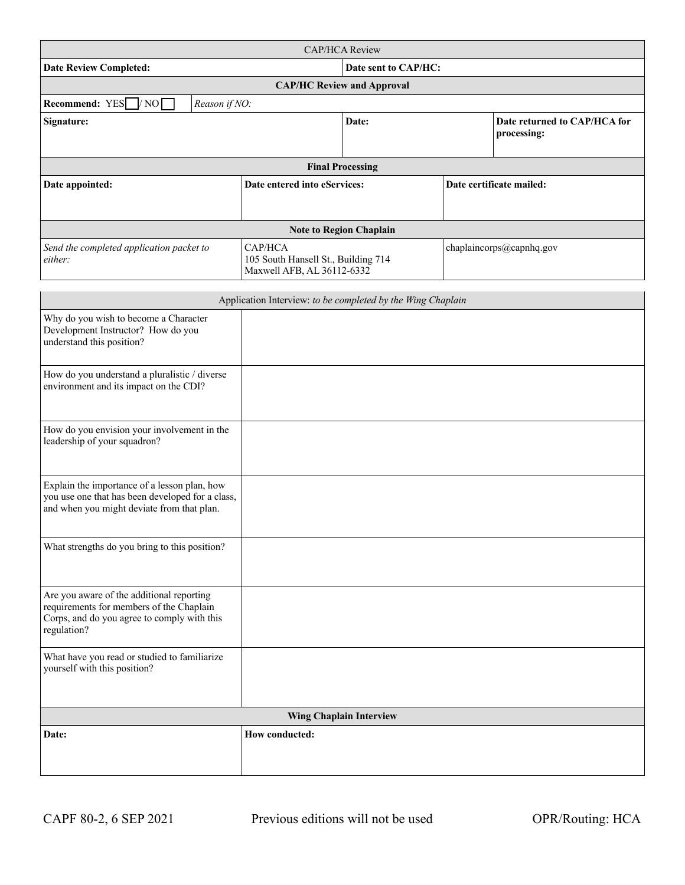| CAP/HCA Review | | | |
|---|---|---|---|
| **Date Review Completed:** | | **Date sent to CAP/HC:** | |

| **CAP/HC Review and Approval** | | |
|---|---|---|
| **Recommend:** YES ☐ / NO ☐ | *Reason if NO:* | |
| **Signature:** | **Date:** | **Date returned to CAP/HCA for processing:** |

| **Final Processing** | | |
|---|---|---|
| **Date appointed:** | **Date entered into eServices:** | **Date certificate mailed:** |

| **Note to Region Chaplain** | | |
|---|---|---|
| *Send the completed application packet to either:* | CAP/HCA<br>105 South Hansell St., Building 714<br>Maxwell AFB, AL 36112-6332 | chaplaincorps@capnhq.gov |

| Application Interview: *to be completed by the Wing Chaplain* | |
|---|---|
| Why do you wish to become a Character Development Instructor? How do you understand this position? | |
| How do you understand a pluralistic / diverse environment and its impact on the CDI? | |
| How do you envision your involvement in the leadership of your squadron? | |
| Explain the importance of a lesson plan, how you use one that has been developed for a class, and when you might deviate from that plan. | |
| What strengths do you bring to this position? | |
| Are you aware of the additional reporting requirements for members of the Chaplain Corps, and do you agree to comply with this regulation? | |
| What have you read or studied to familiarize yourself with this position? | |

| **Wing Chaplain Interview** | |
|---|---|
| **Date:** | **How conducted:** |

CAPF 80-2, 6 SEP 2021 Previous editions will not be used OPR/Routing: HCA